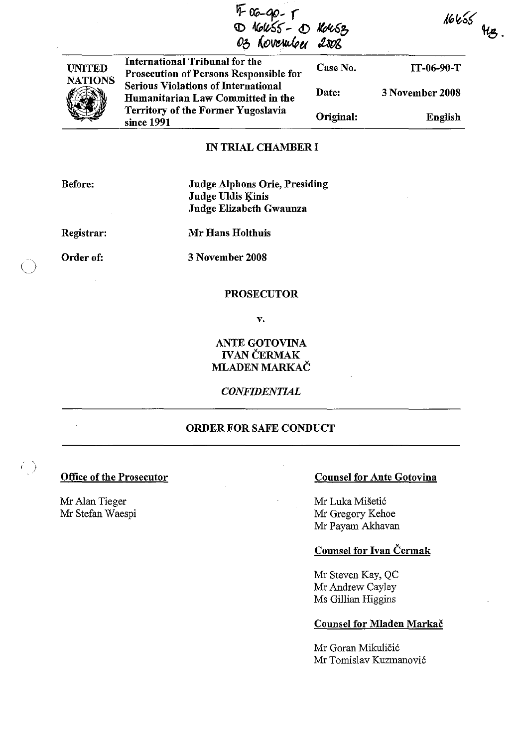IT-06-90-T
D 16455 - D 16453
03 November 2008

16455 HB.

| UNITED NATIONS | International Tribunal for the Prosecution of Persons Responsible for Serious Violations of International Humanitarian Law Committed in the Territory of the Former Yugoslavia since 1991 | Case No. | IT-06-90-T |
|---|---|---|---|
| | | Date: | 3 November 2008 |
| | | Original: | English |

**IN TRIAL CHAMBER I**

**Before:** Judge Alphons Orie, Presiding
Judge Uldis Ķinis
Judge Elizabeth Gwaunza

**Registrar:** Mr Hans Holthuis

**Order of:** 3 November 2008

**PROSECUTOR**

**v.**

**ANTE GOTOVINA**
**IVAN ČERMAK**
**MLADEN MARKAČ**

*CONFIDENTIAL*

## ORDER FOR SAFE CONDUCT

**Office of the Prosecutor**

Mr Alan Tieger
Mr Stefan Waespi

**Counsel for Ante Gotovina**

Mr Luka Mišetić
Mr Gregory Kehoe
Mr Payam Akhavan

**Counsel for Ivan Čermak**

Mr Steven Kay, QC
Mr Andrew Cayley
Ms Gillian Higgins

**Counsel for Mladen Markač**

Mr Goran Mikuličić
Mr Tomislav Kuzmanović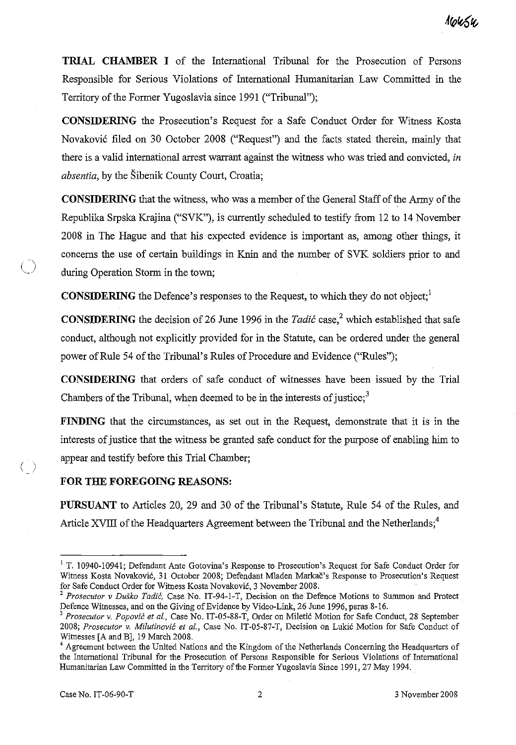**TRIAL CHAMBER I** of the International Tribunal for the Prosecution of Persons Responsible for Serious Violations of International Humanitarian Law Committed in the Territory of the Former Yugoslavia since 1991 ("Tribunal");

**CONSIDERING** the Prosecution's Request for a Safe Conduct Order for Witness Kosta Novaković filed on 30 October 2008 ("Request") and the facts stated therein, mainly that there is a valid international arrest warrant against the witness who was tried and convicted, *in absentia*, by the Šibenik County Court, Croatia;

**CONSIDERING** that the witness, who was a member of the General Staff of the Army of the Republika Srpska Krajina ("SVK"), is currently scheduled to testify from 12 to 14 November 2008 in The Hague and that his expected evidence is important as, among other things, it concerns the use of certain buildings in Knin and the number of SVK soldiers prior to and during Operation Storm in the town;

**CONSIDERING** the Defence's responses to the Request, to which they do not object;[1]

**CONSIDERING** the decision of 26 June 1996 in the *Tadić* case,[2] which established that safe conduct, although not explicitly provided for in the Statute, can be ordered under the general power of Rule 54 of the Tribunal's Rules of Procedure and Evidence ("Rules");

**CONSIDERING** that orders of safe conduct of witnesses have been issued by the Trial Chambers of the Tribunal, when deemed to be in the interests of justice;[3]

**FINDING** that the circumstances, as set out in the Request, demonstrate that it is in the interests of justice that the witness be granted safe conduct for the purpose of enabling him to appear and testify before this Trial Chamber;

**FOR THE FOREGOING REASONS:**

**PURSUANT** to Articles 20, 29 and 30 of the Tribunal's Statute, Rule 54 of the Rules, and Article XVIII of the Headquarters Agreement between the Tribunal and the Netherlands;[4]

---

[1] T. 10940-10941; Defendant Ante Gotovina's Response to Prosecution's Request for Safe Conduct Order for Witness Kosta Novaković, 31 October 2008; Defendant Mladen Markač's Response to Prosecution's Request for Safe Conduct Order for Witness Kosta Novaković, 3 November 2008.

[2] *Prosecutor v Duško Tadić*, Case No. IT-94-1-T, Decision on the Defence Motions to Summon and Protect Defence Witnesses, and on the Giving of Evidence by Video-Link, 26 June 1996, paras 8-16.

[3] *Prosecutor v. Popović et al.*, Case No. IT-05-88-T, Order on Miletić Motion for Safe Conduct, 28 September 2008; *Prosecutor v. Milutinović et al.*, Case No. IT-05-87-T, Decision on Lukić Motion for Safe Conduct of Witnesses [A and B], 19 March 2008.

[4] Agreement between the United Nations and the Kingdom of the Netherlands Concerning the Headquarters of the International Tribunal for the Prosecution of Persons Responsible for Serious Violations of International Humanitarian Law Committed in the Territory of the Former Yugoslavia Since 1991, 27 May 1994.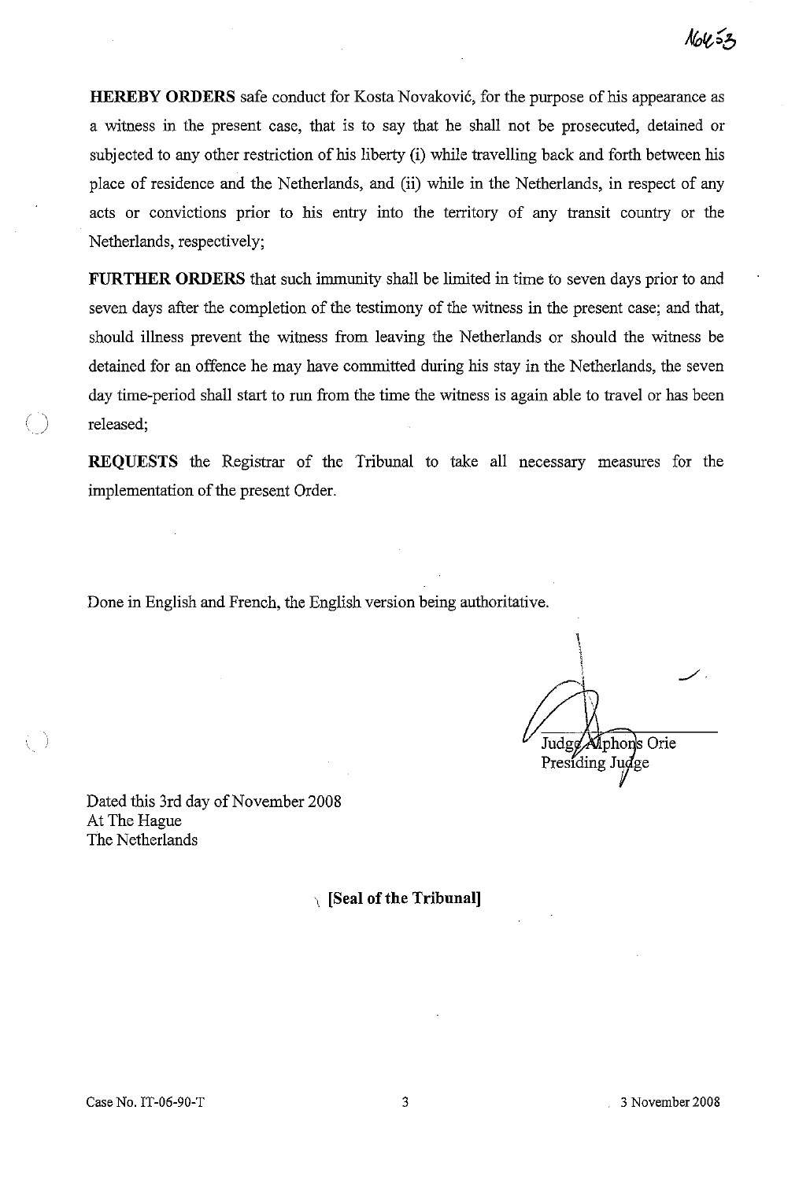**HEREBY ORDERS** safe conduct for Kosta Novaković, for the purpose of his appearance as a witness in the present case, that is to say that he shall not be prosecuted, detained or subjected to any other restriction of his liberty (i) while travelling back and forth between his place of residence and the Netherlands, and (ii) while in the Netherlands, in respect of any acts or convictions prior to his entry into the territory of any transit country or the Netherlands, respectively;

**FURTHER ORDERS** that such immunity shall be limited in time to seven days prior to and seven days after the completion of the testimony of the witness in the present case; and that, should illness prevent the witness from leaving the Netherlands or should the witness be detained for an offence he may have committed during his stay in the Netherlands, the seven day time-period shall start to run from the time the witness is again able to travel or has been released;

**REQUESTS** the Registrar of the Tribunal to take all necessary measures for the implementation of the present Order.

Done in English and French, the English version being authoritative.

Judge Alphons Orie
Presiding Judge

Dated this 3rd day of November 2008
At The Hague
The Netherlands

**[Seal of the Tribunal]**